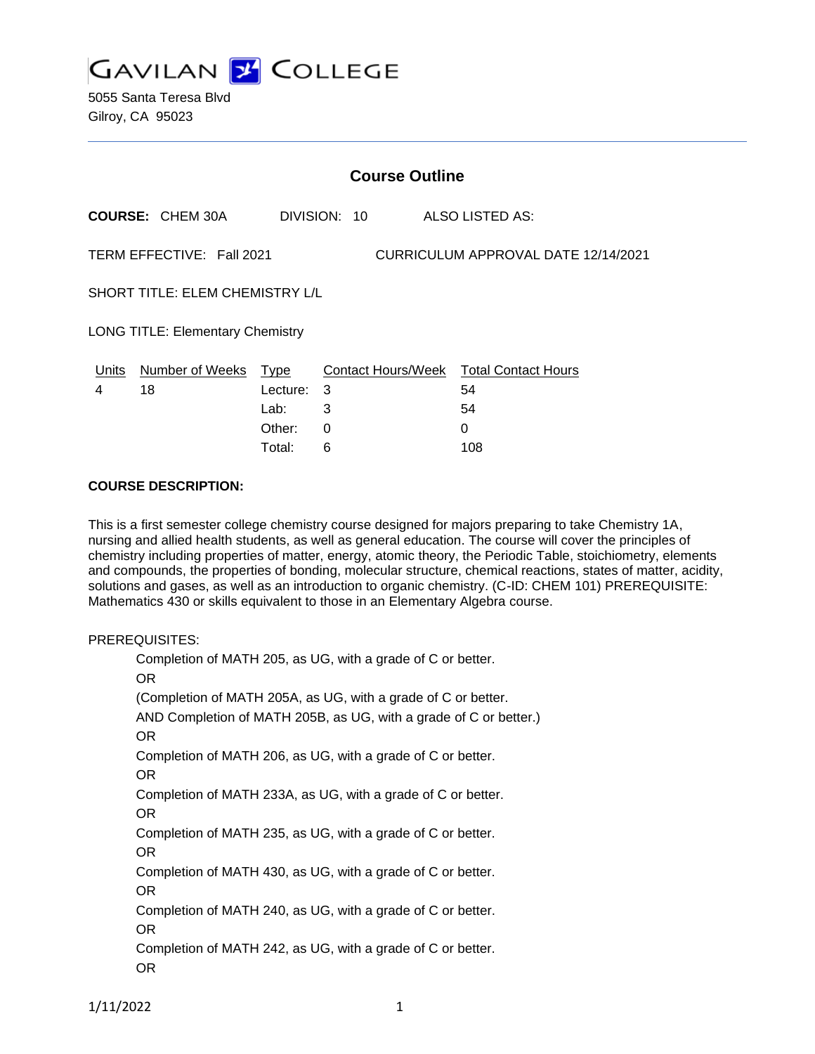# GAVILAN COLLEGE

5055 Santa Teresa Blvd
Gilroy, CA 95023

## Course Outline

**COURSE:** CHEM 30A DIVISION: 10 ALSO LISTED AS:

TERM EFFECTIVE: Fall 2021 CURRICULUM APPROVAL DATE 12/14/2021

SHORT TITLE: ELEM CHEMISTRY L/L

LONG TITLE: Elementary Chemistry

| Units | Number of Weeks | Type | Contact Hours/Week | Total Contact Hours |
|---|---|---|---|---|
| 4 | 18 | Lecture: | 3 | 54 |
| | | Lab: | 3 | 54 |
| | | Other: | 0 | 0 |
| | | Total: | 6 | 108 |

**COURSE DESCRIPTION:**

This is a first semester college chemistry course designed for majors preparing to take Chemistry 1A, nursing and allied health students, as well as general education. The course will cover the principles of chemistry including properties of matter, energy, atomic theory, the Periodic Table, stoichiometry, elements and compounds, the properties of bonding, molecular structure, chemical reactions, states of matter, acidity, solutions and gases, as well as an introduction to organic chemistry. (C-ID: CHEM 101) PREREQUISITE: Mathematics 430 or skills equivalent to those in an Elementary Algebra course.

PREREQUISITES:

Completion of MATH 205, as UG, with a grade of C or better.
OR
(Completion of MATH 205A, as UG, with a grade of C or better.
AND Completion of MATH 205B, as UG, with a grade of C or better.)
OR
Completion of MATH 206, as UG, with a grade of C or better.
OR
Completion of MATH 233A, as UG, with a grade of C or better.
OR
Completion of MATH 235, as UG, with a grade of C or better.
OR
Completion of MATH 430, as UG, with a grade of C or better.
OR
Completion of MATH 240, as UG, with a grade of C or better.
OR
Completion of MATH 242, as UG, with a grade of C or better.
OR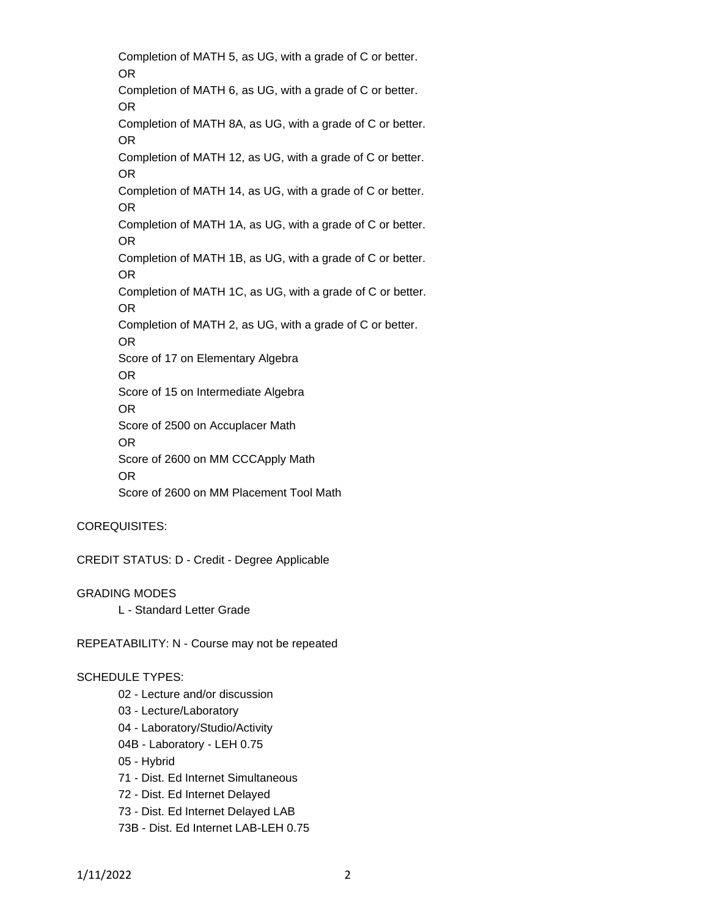Completion of MATH 5, as UG, with a grade of C or better.

OR

Completion of MATH 6, as UG, with a grade of C or better.

OR

Completion of MATH 8A, as UG, with a grade of C or better.

OR

Completion of MATH 12, as UG, with a grade of C or better.

OR

Completion of MATH 14, as UG, with a grade of C or better.

OR

Completion of MATH 1A, as UG, with a grade of C or better.

OR

Completion of MATH 1B, as UG, with a grade of C or better.

OR

Completion of MATH 1C, as UG, with a grade of C or better.

OR

Completion of MATH 2, as UG, with a grade of C or better.

OR

Score of 17 on Elementary Algebra

OR

Score of 15 on Intermediate Algebra

OR

Score of 2500 on Accuplacer Math

OR

Score of 2600 on MM CCCApply Math

OR

Score of 2600 on MM Placement Tool Math

COREQUISITES:

CREDIT STATUS: D - Credit - Degree Applicable

GRADING MODES

L - Standard Letter Grade

REPEATABILITY: N - Course may not be repeated

SCHEDULE TYPES:

02 - Lecture and/or discussion

03 - Lecture/Laboratory

04 - Laboratory/Studio/Activity

04B - Laboratory - LEH 0.75

05 - Hybrid

71 - Dist. Ed Internet Simultaneous

72 - Dist. Ed Internet Delayed

73 - Dist. Ed Internet Delayed LAB

73B - Dist. Ed Internet LAB-LEH 0.75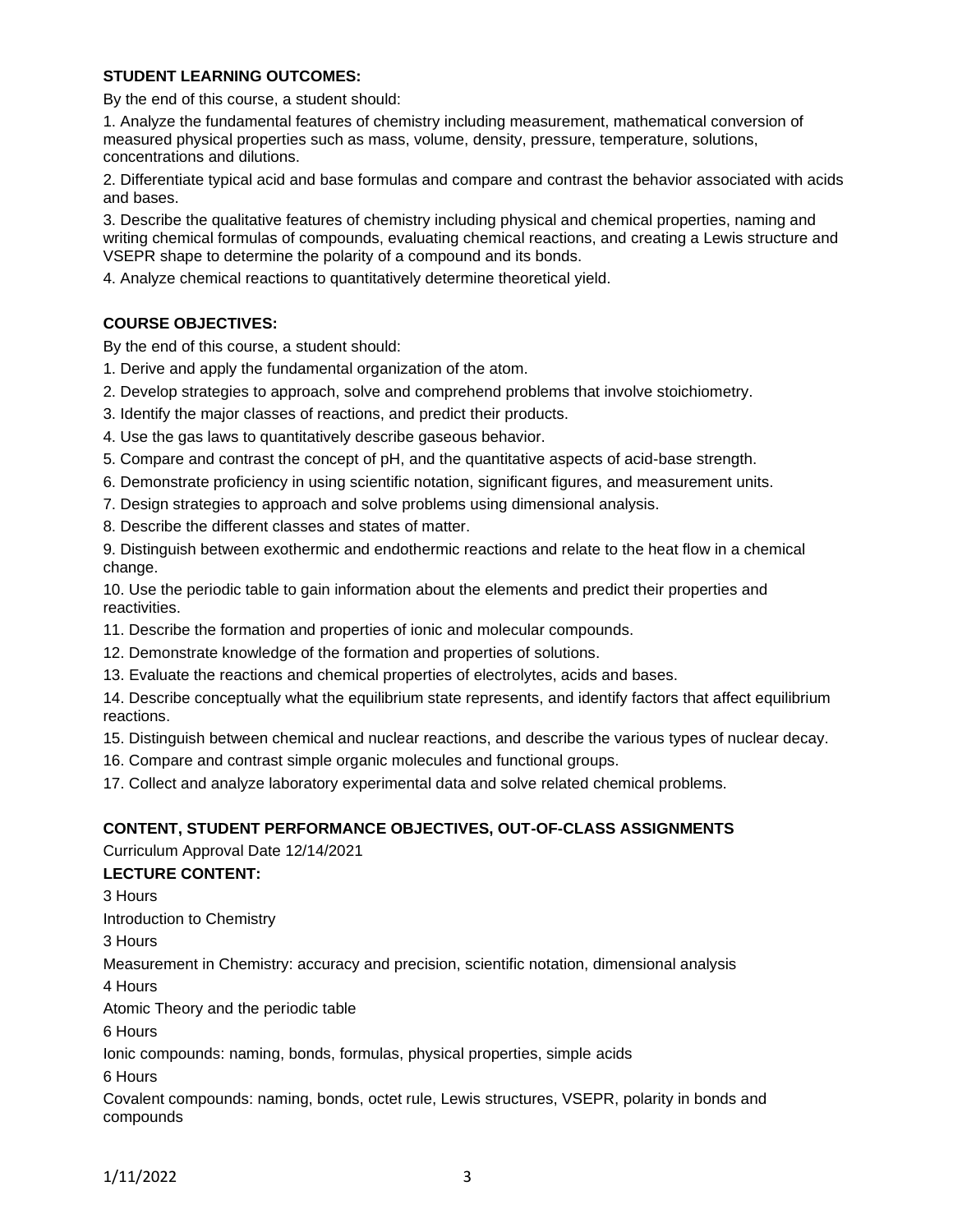**STUDENT LEARNING OUTCOMES:**

By the end of this course, a student should:

1. Analyze the fundamental features of chemistry including measurement, mathematical conversion of measured physical properties such as mass, volume, density, pressure, temperature, solutions, concentrations and dilutions.
2. Differentiate typical acid and base formulas and compare and contrast the behavior associated with acids and bases.
3. Describe the qualitative features of chemistry including physical and chemical properties, naming and writing chemical formulas of compounds, evaluating chemical reactions, and creating a Lewis structure and VSEPR shape to determine the polarity of a compound and its bonds.
4. Analyze chemical reactions to quantitatively determine theoretical yield.

**COURSE OBJECTIVES:**

By the end of this course, a student should:

1. Derive and apply the fundamental organization of the atom.
2. Develop strategies to approach, solve and comprehend problems that involve stoichiometry.
3. Identify the major classes of reactions, and predict their products.
4. Use the gas laws to quantitatively describe gaseous behavior.
5. Compare and contrast the concept of pH, and the quantitative aspects of acid-base strength.
6. Demonstrate proficiency in using scientific notation, significant figures, and measurement units.
7. Design strategies to approach and solve problems using dimensional analysis.
8. Describe the different classes and states of matter.
9. Distinguish between exothermic and endothermic reactions and relate to the heat flow in a chemical change.
10. Use the periodic table to gain information about the elements and predict their properties and reactivities.
11. Describe the formation and properties of ionic and molecular compounds.
12. Demonstrate knowledge of the formation and properties of solutions.
13. Evaluate the reactions and chemical properties of electrolytes, acids and bases.
14. Describe conceptually what the equilibrium state represents, and identify factors that affect equilibrium reactions.
15. Distinguish between chemical and nuclear reactions, and describe the various types of nuclear decay.
16. Compare and contrast simple organic molecules and functional groups.
17. Collect and analyze laboratory experimental data and solve related chemical problems.

**CONTENT, STUDENT PERFORMANCE OBJECTIVES, OUT-OF-CLASS ASSIGNMENTS**

Curriculum Approval Date 12/14/2021

**LECTURE CONTENT:**

3 Hours

Introduction to Chemistry

3 Hours

Measurement in Chemistry: accuracy and precision, scientific notation, dimensional analysis

4 Hours

Atomic Theory and the periodic table

6 Hours

Ionic compounds: naming, bonds, formulas, physical properties, simple acids

6 Hours

Covalent compounds: naming, bonds, octet rule, Lewis structures, VSEPR, polarity in bonds and compounds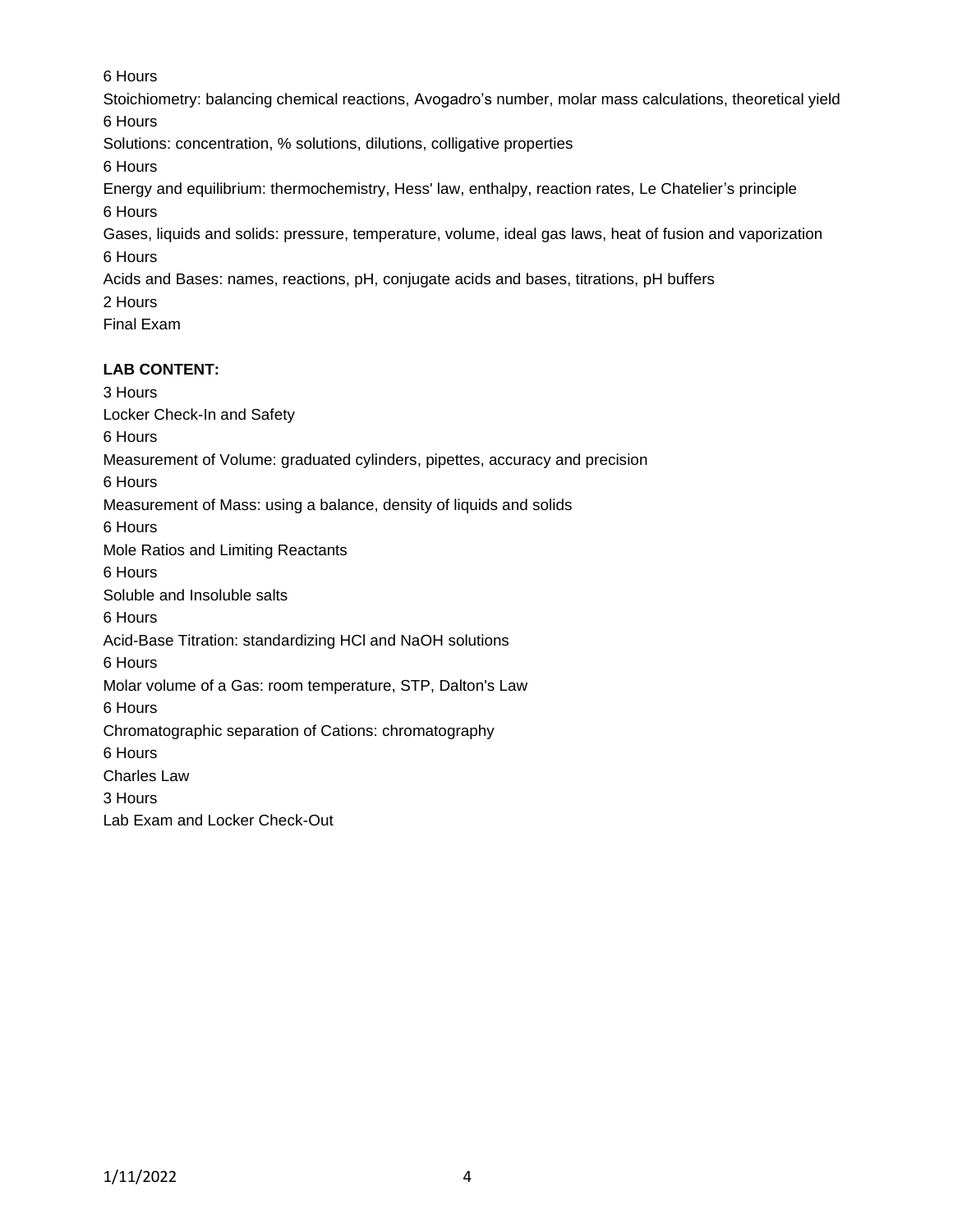6 Hours

Stoichiometry: balancing chemical reactions, Avogadro's number, molar mass calculations, theoretical yield

6 Hours

Solutions: concentration, % solutions, dilutions, colligative properties

6 Hours

Energy and equilibrium: thermochemistry, Hess' law, enthalpy, reaction rates, Le Chatelier's principle

6 Hours

Gases, liquids and solids: pressure, temperature, volume, ideal gas laws, heat of fusion and vaporization

6 Hours

Acids and Bases: names, reactions, pH, conjugate acids and bases, titrations, pH buffers

2 Hours

Final Exam

**LAB CONTENT:**

3 Hours

Locker Check-In and Safety

6 Hours

Measurement of Volume: graduated cylinders, pipettes, accuracy and precision

6 Hours

Measurement of Mass: using a balance, density of liquids and solids

6 Hours

Mole Ratios and Limiting Reactants

6 Hours

Soluble and Insoluble salts

6 Hours

Acid-Base Titration: standardizing HCl and NaOH solutions

6 Hours

Molar volume of a Gas: room temperature, STP, Dalton's Law

6 Hours

Chromatographic separation of Cations: chromatography

6 Hours

Charles Law

3 Hours

Lab Exam and Locker Check-Out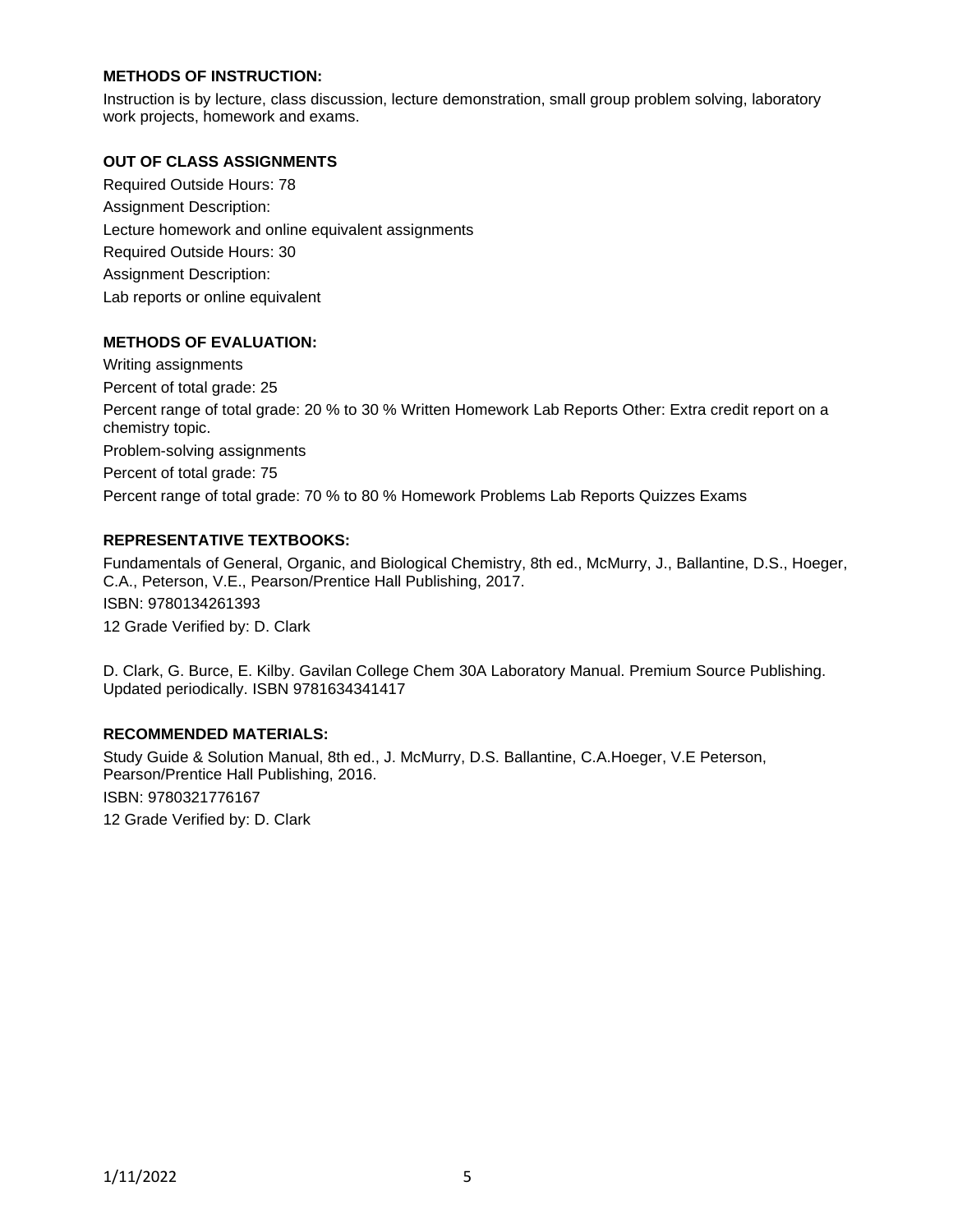**METHODS OF INSTRUCTION:**

Instruction is by lecture, class discussion, lecture demonstration, small group problem solving, laboratory work projects, homework and exams.

**OUT OF CLASS ASSIGNMENTS**

Required Outside Hours: 78

Assignment Description:

Lecture homework and online equivalent assignments

Required Outside Hours: 30

Assignment Description:

Lab reports or online equivalent

**METHODS OF EVALUATION:**

Writing assignments

Percent of total grade: 25

Percent range of total grade: 20 % to 30 % Written Homework Lab Reports Other: Extra credit report on a chemistry topic.

Problem-solving assignments

Percent of total grade: 75

Percent range of total grade: 70 % to 80 % Homework Problems Lab Reports Quizzes Exams

**REPRESENTATIVE TEXTBOOKS:**

Fundamentals of General, Organic, and Biological Chemistry, 8th ed., McMurry, J., Ballantine, D.S., Hoeger, C.A., Peterson, V.E., Pearson/Prentice Hall Publishing, 2017.

ISBN: 9780134261393

12 Grade Verified by: D. Clark

D. Clark, G. Burce, E. Kilby. Gavilan College Chem 30A Laboratory Manual. Premium Source Publishing. Updated periodically. ISBN 9781634341417

**RECOMMENDED MATERIALS:**

Study Guide & Solution Manual, 8th ed., J. McMurry, D.S. Ballantine, C.A.Hoeger, V.E Peterson, Pearson/Prentice Hall Publishing, 2016.

ISBN: 9780321776167

12 Grade Verified by: D. Clark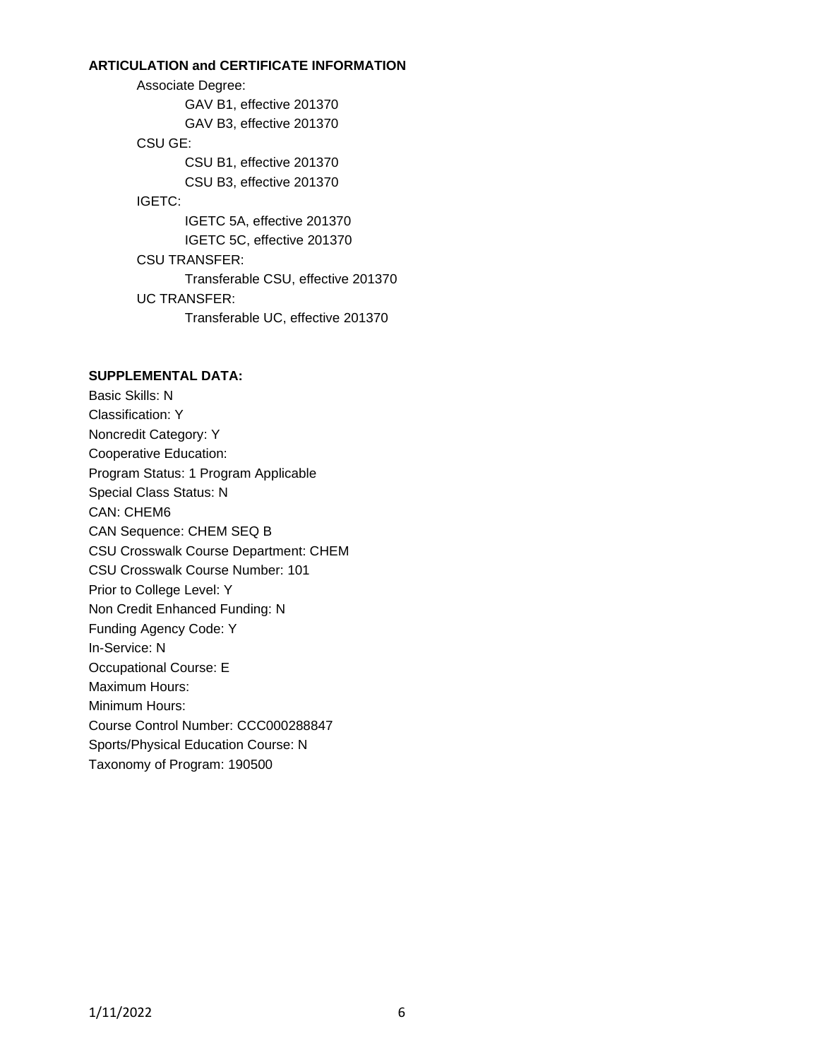**ARTICULATION and CERTIFICATE INFORMATION**

Associate Degree:

- GAV B1, effective 201370
- GAV B3, effective 201370

CSU GE:

- CSU B1, effective 201370
- CSU B3, effective 201370

IGETC:

- IGETC 5A, effective 201370
- IGETC 5C, effective 201370

CSU TRANSFER:

- Transferable CSU, effective 201370

UC TRANSFER:

- Transferable UC, effective 201370

**SUPPLEMENTAL DATA:**

Basic Skills: N
Classification: Y
Noncredit Category: Y
Cooperative Education:
Program Status: 1 Program Applicable
Special Class Status: N
CAN: CHEM6
CAN Sequence: CHEM SEQ B
CSU Crosswalk Course Department: CHEM
CSU Crosswalk Course Number: 101
Prior to College Level: Y
Non Credit Enhanced Funding: N
Funding Agency Code: Y
In-Service: N
Occupational Course: E
Maximum Hours:
Minimum Hours:
Course Control Number: CCC000288847
Sports/Physical Education Course: N
Taxonomy of Program: 190500